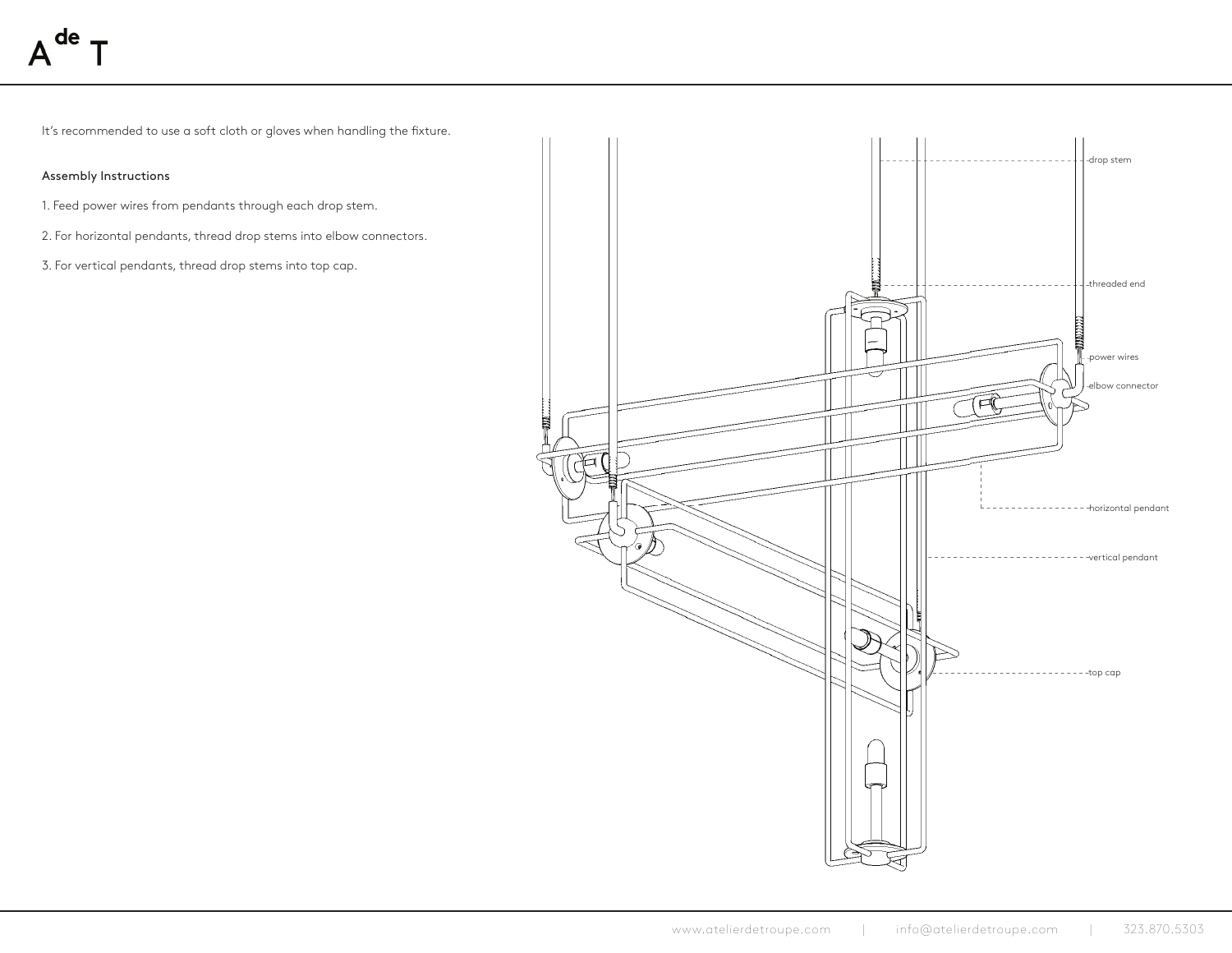It's recommended to use a soft cloth or gloves when handling the fixture.

### Assembly Instructions

1. Feed power wires from pendants through each drop stem.

2. For horizontal pendants, thread drop stems into elbow connectors.

3. For vertical pendants, thread drop stems into top cap.

drop stem

threaded end

power wires

elbow connector

horizontal pendant

vertical pendant

top cap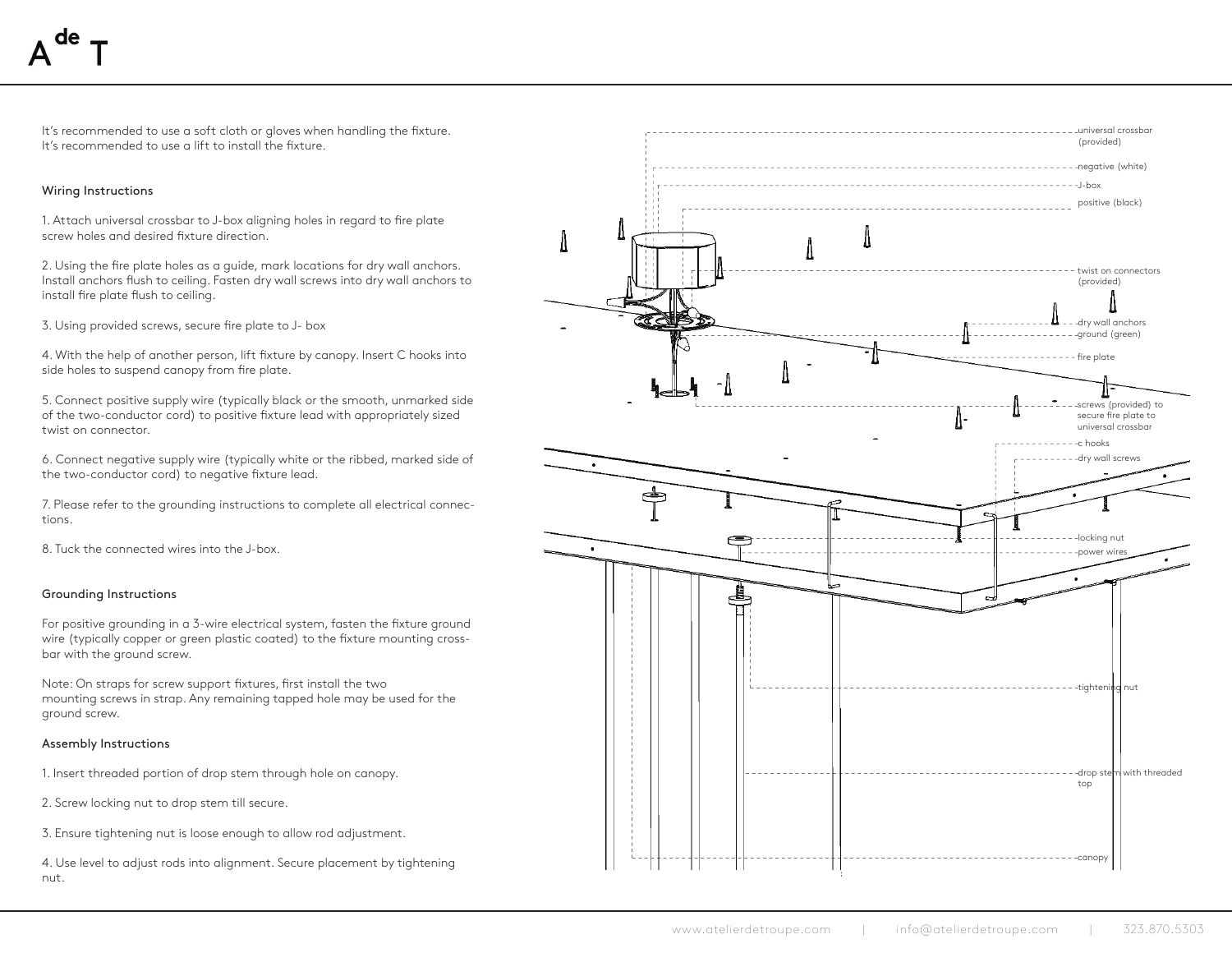It's recommended to use a soft cloth or gloves when handling the fixture.
It's recommended to use a lift to install the fixture.

## Wiring Instructions

1. Attach universal crossbar to J-box aligning holes in regard to fire plate screw holes and desired fixture direction.

2. Using the fire plate holes as a guide, mark locations for dry wall anchors. Install anchors flush to ceiling. Fasten dry wall screws into dry wall anchors to install fire plate flush to ceiling.

3. Using provided screws, secure fire plate to J- box

4. With the help of another person, lift fixture by canopy. Insert C hooks into side holes to suspend canopy from fire plate.

5. Connect positive supply wire (typically black or the smooth, unmarked side of the two-conductor cord) to positive fixture lead with appropriately sized twist on connector.

6. Connect negative supply wire (typically white or the ribbed, marked side of the two-conductor cord) to negative fixture lead.

7. Please refer to the grounding instructions to complete all electrical connections.

8. Tuck the connected wires into the J-box.

## Grounding Instructions

For positive grounding in a 3-wire electrical system, fasten the fixture ground wire (typically copper or green plastic coated) to the fixture mounting crossbar with the ground screw.

Note: On straps for screw support fixtures, first install the two mounting screws in strap. Any remaining tapped hole may be used for the ground screw.

## Assembly Instructions

1. Insert threaded portion of drop stem through hole on canopy.

2. Screw locking nut to drop stem till secure.

3. Ensure tightening nut is loose enough to allow rod adjustment.

4. Use level to adjust rods into alignment. Secure placement by tightening nut.

universal crossbar (provided)

negative (white)

J-box

positive (black)

twist on connectors (provided)

dry wall anchors

ground (green)

fire plate

screws (provided) to secure fire plate to universal crossbar

c hooks

dry wall screws

locking nut

power wires

tightening nut

drop stem with threaded top

canopy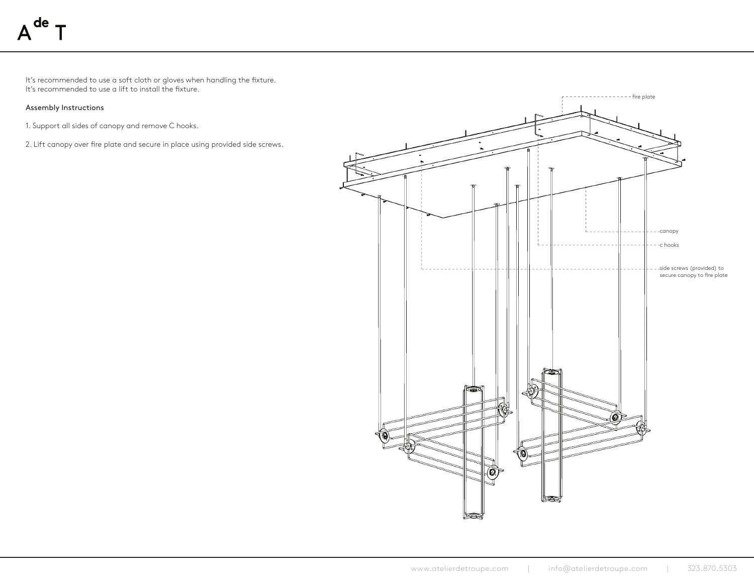It's recommended to use a soft cloth or gloves when handling the fixture.
It's recommended to use a lift to install the fixture.

Assembly Instructions

1. Support all sides of canopy and remove C hooks.

2. Lift canopy over fire plate and secure in place using provided side screws.

fire plate

canopy

c hooks

side screws (provided) to secure canopy to fire plate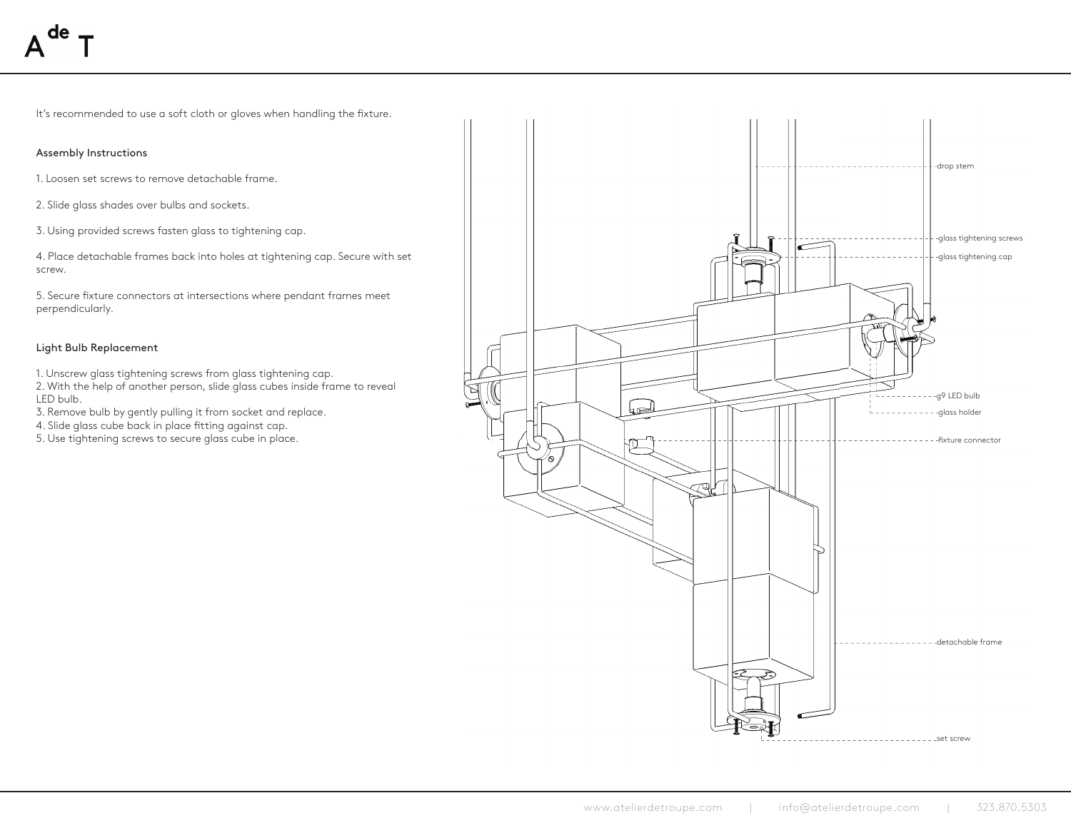It's recommended to use a soft cloth or gloves when handling the fixture.

### Assembly Instructions

1. Loosen set screws to remove detachable frame.

2. Slide glass shades over bulbs and sockets.

3. Using provided screws fasten glass to tightening cap.

4. Place detachable frames back into holes at tightening cap. Secure with set screw.

5. Secure fixture connectors at intersections where pendant frames meet perpendicularly.

### Light Bulb Replacement

1. Unscrew glass tightening screws from glass tightening cap.
2. With the help of another person, slide glass cubes inside frame to reveal LED bulb.
3. Remove bulb by gently pulling it from socket and replace.
4. Slide glass cube back in place fitting against cap.
5. Use tightening screws to secure glass cube in place.

drop stem

glass tightening screws

glass tightening cap

g9 LED bulb

glass holder

fixture connector

detachable frame

set screw

www.atelierdetroupe.com | info@atelierdetroupe.com | 323.870.5303